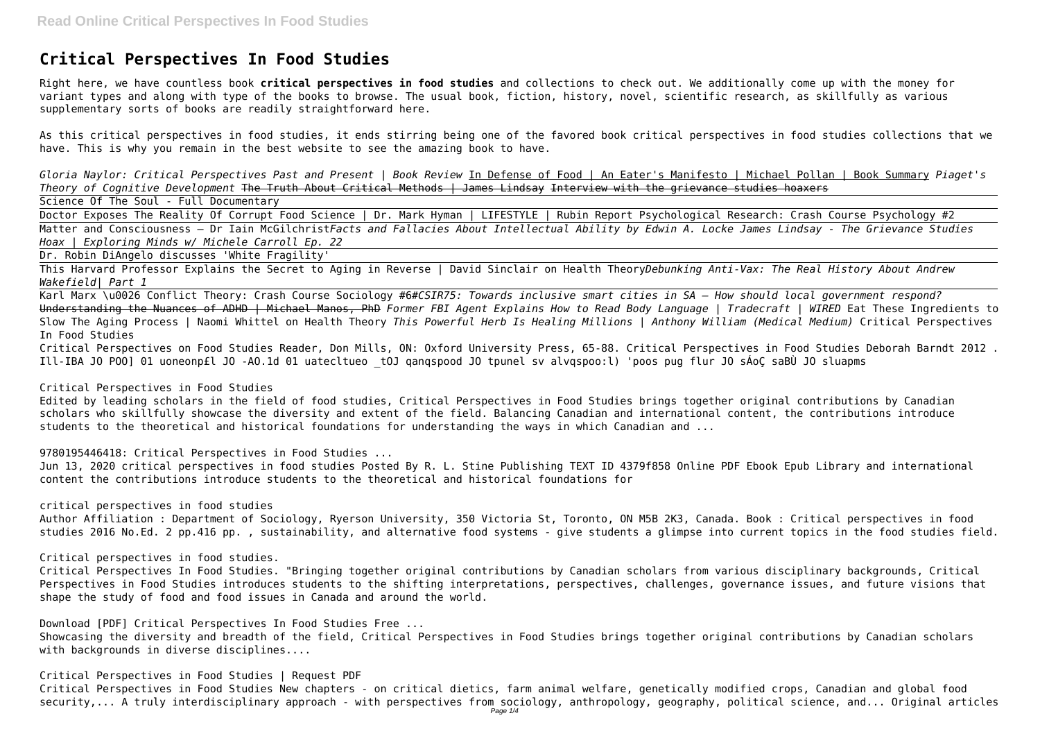# Critical Perspectives In Food Studies

Right here, we have countless book **critical perspectives in food studies** and collections to check out. We additionally come up with the money for variant types and along with type of the books to browse. The usual book, fiction, history, novel, scientific research, as skillfully as various supplementary sorts of books are readily straightforward here.

As this critical perspectives in food studies, it ends stirring being one of the favored book critical perspectives in food studies collections that we have. This is why you remain in the best website to see the amazing book to have.

*Gloria Naylor: Critical Perspectives Past and Present | Book Review* In Defense of Food | An Eater's Manifesto | Michael Pollan | Book Summary *Piaget's Theory of Cognitive Development* ~~The Truth About Critical Methods | James Lindsay~~ ~~Interview with the grievance studies hoaxers~~

Science Of The Soul - Full Documentary

Doctor Exposes The Reality Of Corrupt Food Science | Dr. Mark Hyman | LIFESTYLE | Rubin Report Psychological Research: Crash Course Psychology #2

Matter and Consciousness – Dr Iain McGilchrist*Facts and Fallacies About Intellectual Ability by Edwin A. Locke James Lindsay - The Grievance Studies Hoax | Exploring Minds w/ Michele Carroll Ep. 22*

Dr. Robin DiAngelo discusses 'White Fragility'

This Harvard Professor Explains the Secret to Aging in Reverse | David Sinclair on Health Theory*Debunking Anti-Vax: The Real History About Andrew Wakefield| Part 1*

Karl Marx \u0026 Conflict Theory: Crash Course Sociology #6*#CSIR75: Towards inclusive smart cities in SA – How should local government respond?* ~~Understanding the Nuances of ADHD | Michael Manos, PhD~~ *Former FBI Agent Explains How to Read Body Language | Tradecraft | WIRED* Eat These Ingredients to Slow The Aging Process | Naomi Whittel on Health Theory *This Powerful Herb Is Healing Millions | Anthony William (Medical Medium)* Critical Perspectives In Food Studies

Critical Perspectives on Food Studies Reader, Don Mills, ON: Oxford University Press, 65-88. Critical Perspectives in Food Studies Deborah Barndt 2012 . Ill-IBA JO POO] 01 uoneonp£l JO -AO.1d 01 uatecltueo _tOJ qanqspood JO tpunel sv alvqspoo:l) 'poos pug flur JO sÁoÇ saBÙ JO sluapms

Critical Perspectives in Food Studies

Edited by leading scholars in the field of food studies, Critical Perspectives in Food Studies brings together original contributions by Canadian scholars who skillfully showcase the diversity and extent of the field. Balancing Canadian and international content, the contributions introduce students to the theoretical and historical foundations for understanding the ways in which Canadian and ...

9780195446418: Critical Perspectives in Food Studies ...

Jun 13, 2020 critical perspectives in food studies Posted By R. L. Stine Publishing TEXT ID 4379f858 Online PDF Ebook Epub Library and international content the contributions introduce students to the theoretical and historical foundations for

critical perspectives in food studies

Author Affiliation : Department of Sociology, Ryerson University, 350 Victoria St, Toronto, ON M5B 2K3, Canada. Book : Critical perspectives in food studies 2016 No.Ed. 2 pp.416 pp. , sustainability, and alternative food systems - give students a glimpse into current topics in the food studies field.

Critical perspectives in food studies.

Critical Perspectives In Food Studies. "Bringing together original contributions by Canadian scholars from various disciplinary backgrounds, Critical Perspectives in Food Studies introduces students to the shifting interpretations, perspectives, challenges, governance issues, and future visions that shape the study of food and food issues in Canada and around the world.

Download [PDF] Critical Perspectives In Food Studies Free ...

Showcasing the diversity and breadth of the field, Critical Perspectives in Food Studies brings together original contributions by Canadian scholars with backgrounds in diverse disciplines....

Critical Perspectives in Food Studies | Request PDF

Critical Perspectives in Food Studies New chapters - on critical dietics, farm animal welfare, genetically modified crops, Canadian and global food security,... A truly interdisciplinary approach - with perspectives from sociology, anthropology, geography, political science, and... Original articles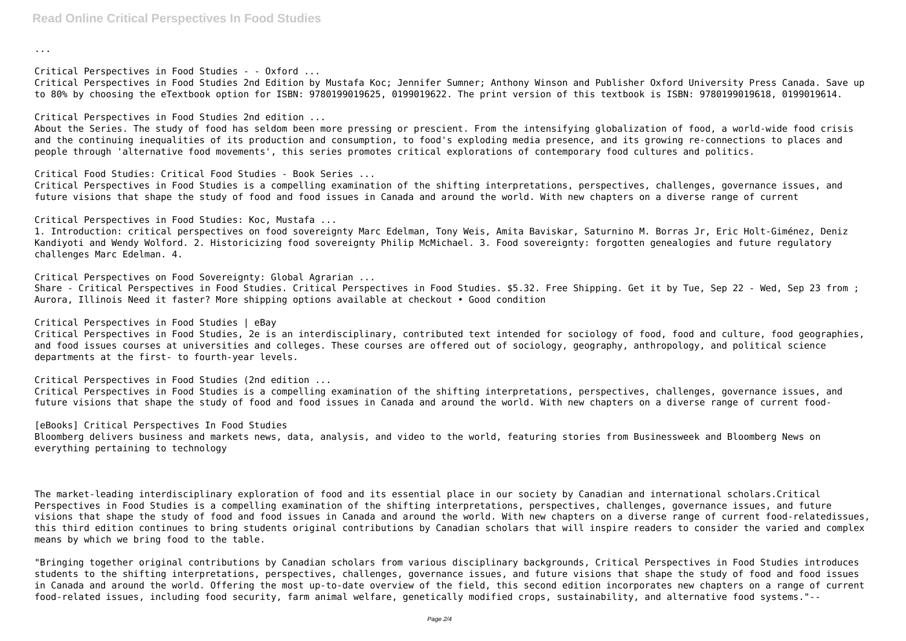...

Critical Perspectives in Food Studies - - Oxford ...
Critical Perspectives in Food Studies 2nd Edition by Mustafa Koc; Jennifer Sumner; Anthony Winson and Publisher Oxford University Press Canada. Save up to 80% by choosing the eTextbook option for ISBN: 9780199019625, 0199019622. The print version of this textbook is ISBN: 9780199019618, 0199019614.

Critical Perspectives in Food Studies 2nd edition ...
About the Series. The study of food has seldom been more pressing or prescient. From the intensifying globalization of food, a world-wide food crisis and the continuing inequalities of its production and consumption, to food's exploding media presence, and its growing re-connections to places and people through 'alternative food movements', this series promotes critical explorations of contemporary food cultures and politics.

Critical Food Studies: Critical Food Studies - Book Series ...
Critical Perspectives in Food Studies is a compelling examination of the shifting interpretations, perspectives, challenges, governance issues, and future visions that shape the study of food and food issues in Canada and around the world. With new chapters on a diverse range of current

Critical Perspectives in Food Studies: Koc, Mustafa ...
1. Introduction: critical perspectives on food sovereignty Marc Edelman, Tony Weis, Amita Baviskar, Saturnino M. Borras Jr, Eric Holt-Giménez, Deniz Kandiyoti and Wendy Wolford. 2. Historicizing food sovereignty Philip McMichael. 3. Food sovereignty: forgotten genealogies and future regulatory challenges Marc Edelman. 4.

Critical Perspectives on Food Sovereignty: Global Agrarian ...
Share - Critical Perspectives in Food Studies. Critical Perspectives in Food Studies. $5.32. Free Shipping. Get it by Tue, Sep 22 - Wed, Sep 23 from ; Aurora, Illinois Need it faster? More shipping options available at checkout • Good condition

Critical Perspectives in Food Studies | eBay
Critical Perspectives in Food Studies, 2e is an interdisciplinary, contributed text intended for sociology of food, food and culture, food geographies, and food issues courses at universities and colleges. These courses are offered out of sociology, geography, anthropology, and political science departments at the first- to fourth-year levels.

Critical Perspectives in Food Studies (2nd edition ...
Critical Perspectives in Food Studies is a compelling examination of the shifting interpretations, perspectives, challenges, governance issues, and future visions that shape the study of food and food issues in Canada and around the world. With new chapters on a diverse range of current food-

[eBooks] Critical Perspectives In Food Studies
Bloomberg delivers business and markets news, data, analysis, and video to the world, featuring stories from Businessweek and Bloomberg News on everything pertaining to technology

The market-leading interdisciplinary exploration of food and its essential place in our society by Canadian and international scholars.Critical Perspectives in Food Studies is a compelling examination of the shifting interpretations, perspectives, challenges, governance issues, and future visions that shape the study of food and food issues in Canada and around the world. With new chapters on a diverse range of current food-relatedissues, this third edition continues to bring students original contributions by Canadian scholars that will inspire readers to consider the varied and complex means by which we bring food to the table.

"Bringing together original contributions by Canadian scholars from various disciplinary backgrounds, Critical Perspectives in Food Studies introduces students to the shifting interpretations, perspectives, challenges, governance issues, and future visions that shape the study of food and food issues in Canada and around the world. Offering the most up-to-date overview of the field, this second edition incorporates new chapters on a range of current food-related issues, including food security, farm animal welfare, genetically modified crops, sustainability, and alternative food systems."--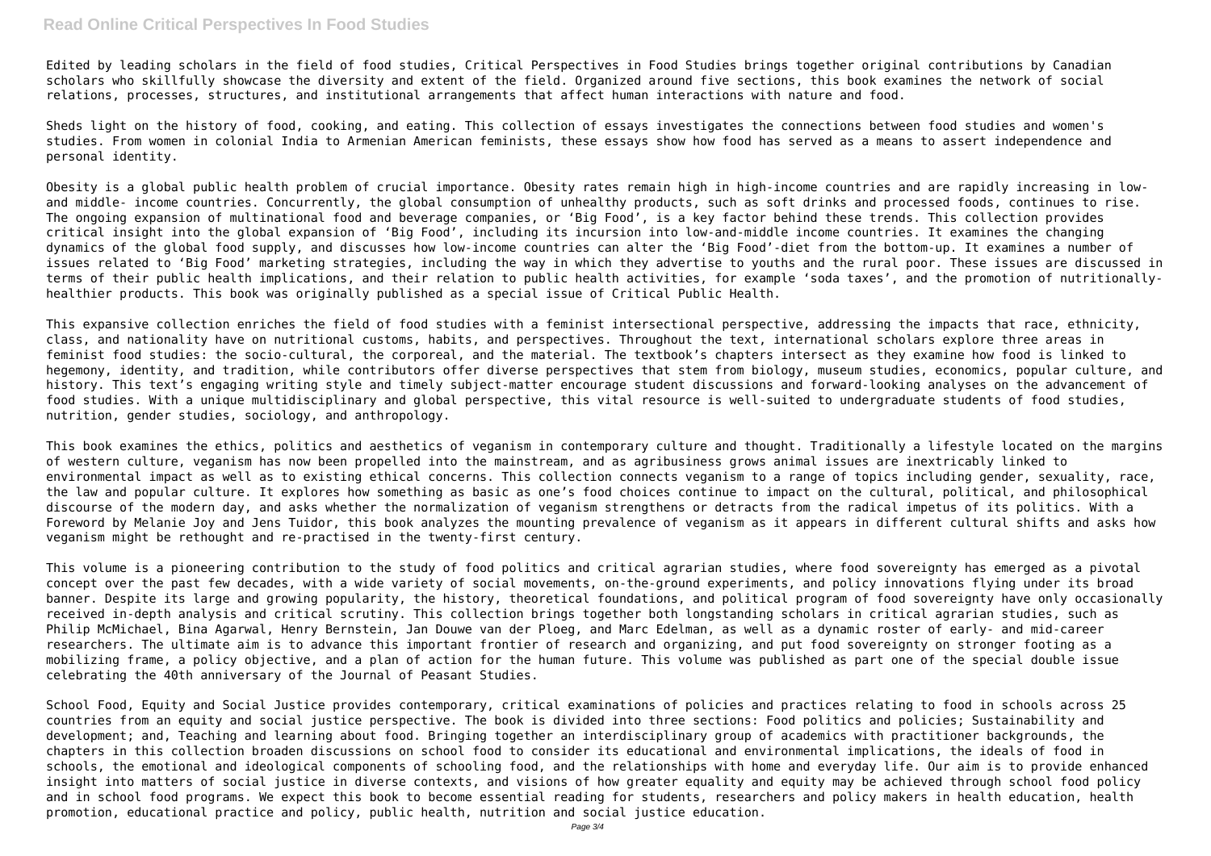Edited by leading scholars in the field of food studies, Critical Perspectives in Food Studies brings together original contributions by Canadian scholars who skillfully showcase the diversity and extent of the field. Organized around five sections, this book examines the network of social relations, processes, structures, and institutional arrangements that affect human interactions with nature and food.

Sheds light on the history of food, cooking, and eating. This collection of essays investigates the connections between food studies and women's studies. From women in colonial India to Armenian American feminists, these essays show how food has served as a means to assert independence and personal identity.

Obesity is a global public health problem of crucial importance. Obesity rates remain high in high-income countries and are rapidly increasing in low- and middle- income countries. Concurrently, the global consumption of unhealthy products, such as soft drinks and processed foods, continues to rise. The ongoing expansion of multinational food and beverage companies, or 'Big Food', is a key factor behind these trends. This collection provides critical insight into the global expansion of 'Big Food', including its incursion into low-and-middle income countries. It examines the changing dynamics of the global food supply, and discusses how low-income countries can alter the 'Big Food'-diet from the bottom-up. It examines a number of issues related to 'Big Food' marketing strategies, including the way in which they advertise to youths and the rural poor. These issues are discussed in terms of their public health implications, and their relation to public health activities, for example 'soda taxes', and the promotion of nutritionally-healthier products. This book was originally published as a special issue of Critical Public Health.

This expansive collection enriches the field of food studies with a feminist intersectional perspective, addressing the impacts that race, ethnicity, class, and nationality have on nutritional customs, habits, and perspectives. Throughout the text, international scholars explore three areas in feminist food studies: the socio-cultural, the corporeal, and the material. The textbook's chapters intersect as they examine how food is linked to hegemony, identity, and tradition, while contributors offer diverse perspectives that stem from biology, museum studies, economics, popular culture, and history. This text's engaging writing style and timely subject-matter encourage student discussions and forward-looking analyses on the advancement of food studies. With a unique multidisciplinary and global perspective, this vital resource is well-suited to undergraduate students of food studies, nutrition, gender studies, sociology, and anthropology.

This book examines the ethics, politics and aesthetics of veganism in contemporary culture and thought. Traditionally a lifestyle located on the margins of western culture, veganism has now been propelled into the mainstream, and as agribusiness grows animal issues are inextricably linked to environmental impact as well as to existing ethical concerns. This collection connects veganism to a range of topics including gender, sexuality, race, the law and popular culture. It explores how something as basic as one's food choices continue to impact on the cultural, political, and philosophical discourse of the modern day, and asks whether the normalization of veganism strengthens or detracts from the radical impetus of its politics. With a Foreword by Melanie Joy and Jens Tuidor, this book analyzes the mounting prevalence of veganism as it appears in different cultural shifts and asks how veganism might be rethought and re-practised in the twenty-first century.

This volume is a pioneering contribution to the study of food politics and critical agrarian studies, where food sovereignty has emerged as a pivotal concept over the past few decades, with a wide variety of social movements, on-the-ground experiments, and policy innovations flying under its broad banner. Despite its large and growing popularity, the history, theoretical foundations, and political program of food sovereignty have only occasionally received in-depth analysis and critical scrutiny. This collection brings together both longstanding scholars in critical agrarian studies, such as Philip McMichael, Bina Agarwal, Henry Bernstein, Jan Douwe van der Ploeg, and Marc Edelman, as well as a dynamic roster of early- and mid-career researchers. The ultimate aim is to advance this important frontier of research and organizing, and put food sovereignty on stronger footing as a mobilizing frame, a policy objective, and a plan of action for the human future. This volume was published as part one of the special double issue celebrating the 40th anniversary of the Journal of Peasant Studies.

School Food, Equity and Social Justice provides contemporary, critical examinations of policies and practices relating to food in schools across 25 countries from an equity and social justice perspective. The book is divided into three sections: Food politics and policies; Sustainability and development; and, Teaching and learning about food. Bringing together an interdisciplinary group of academics with practitioner backgrounds, the chapters in this collection broaden discussions on school food to consider its educational and environmental implications, the ideals of food in schools, the emotional and ideological components of schooling food, and the relationships with home and everyday life. Our aim is to provide enhanced insight into matters of social justice in diverse contexts, and visions of how greater equality and equity may be achieved through school food policy and in school food programs. We expect this book to become essential reading for students, researchers and policy makers in health education, health promotion, educational practice and policy, public health, nutrition and social justice education.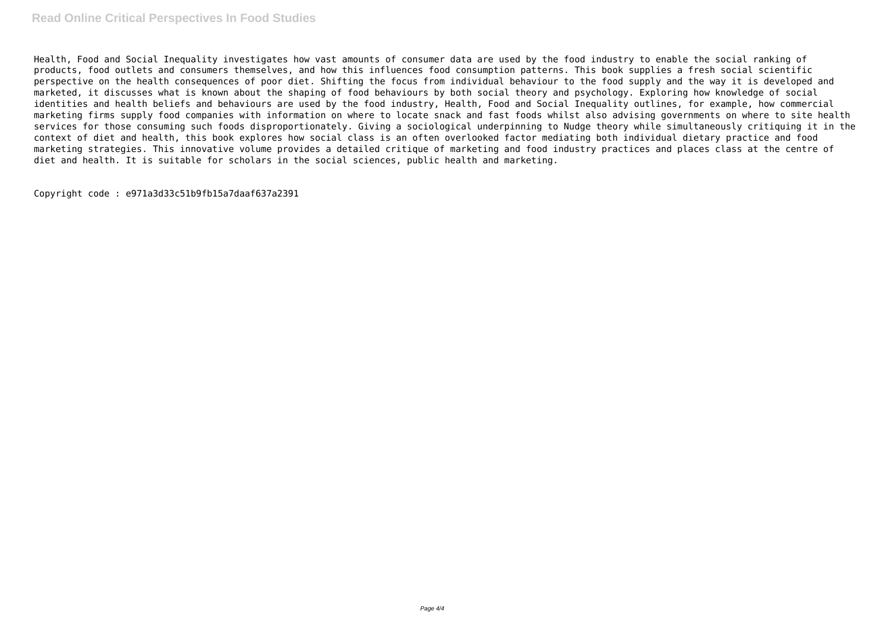Health, Food and Social Inequality investigates how vast amounts of consumer data are used by the food industry to enable the social ranking of products, food outlets and consumers themselves, and how this influences food consumption patterns. This book supplies a fresh social scientific perspective on the health consequences of poor diet. Shifting the focus from individual behaviour to the food supply and the way it is developed and marketed, it discusses what is known about the shaping of food behaviours by both social theory and psychology. Exploring how knowledge of social identities and health beliefs and behaviours are used by the food industry, Health, Food and Social Inequality outlines, for example, how commercial marketing firms supply food companies with information on where to locate snack and fast foods whilst also advising governments on where to site health services for those consuming such foods disproportionately. Giving a sociological underpinning to Nudge theory while simultaneously critiquing it in the context of diet and health, this book explores how social class is an often overlooked factor mediating both individual dietary practice and food marketing strategies. This innovative volume provides a detailed critique of marketing and food industry practices and places class at the centre of diet and health. It is suitable for scholars in the social sciences, public health and marketing.

Copyright code : e971a3d33c51b9fb15a7daaf637a2391